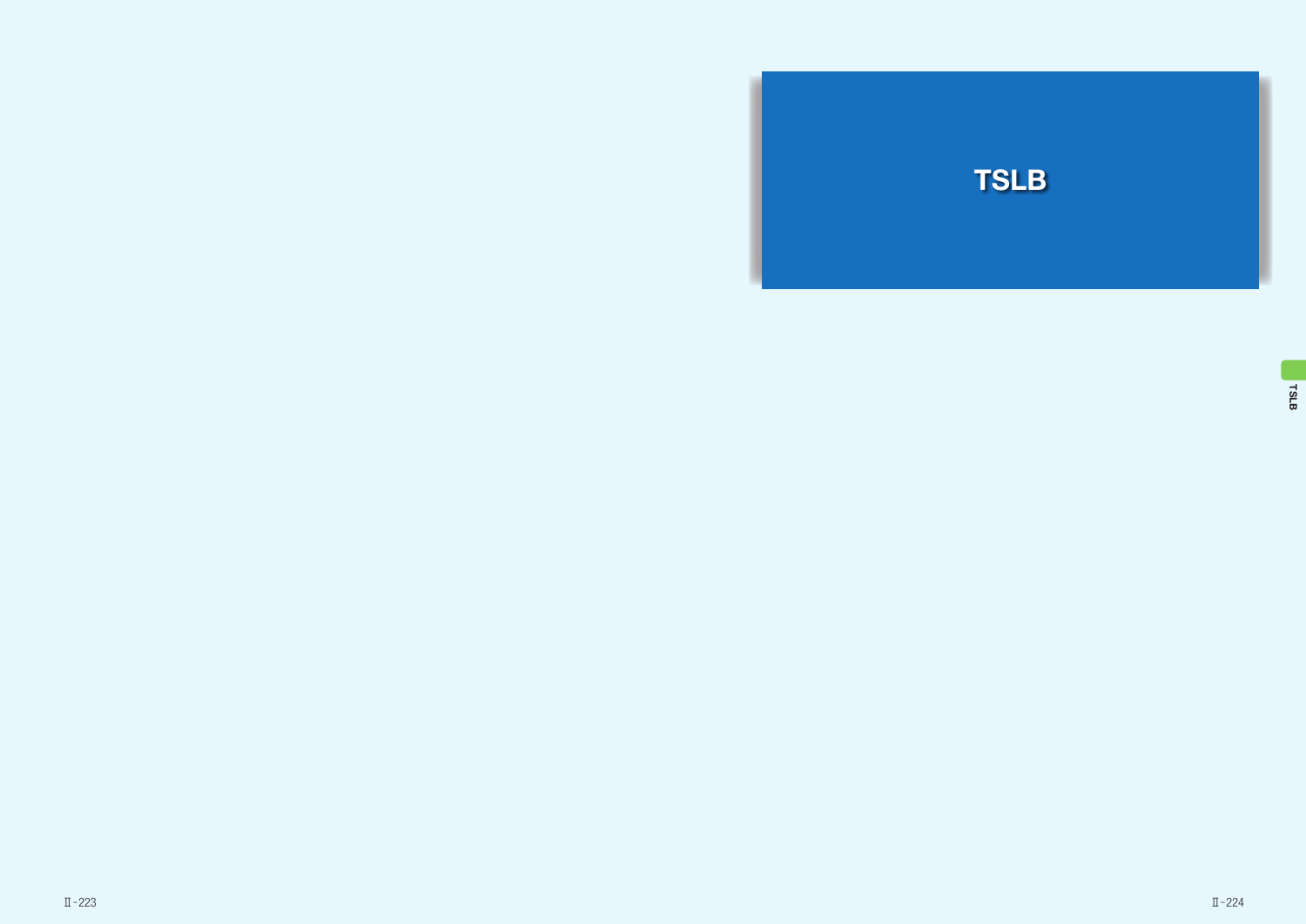# TSLB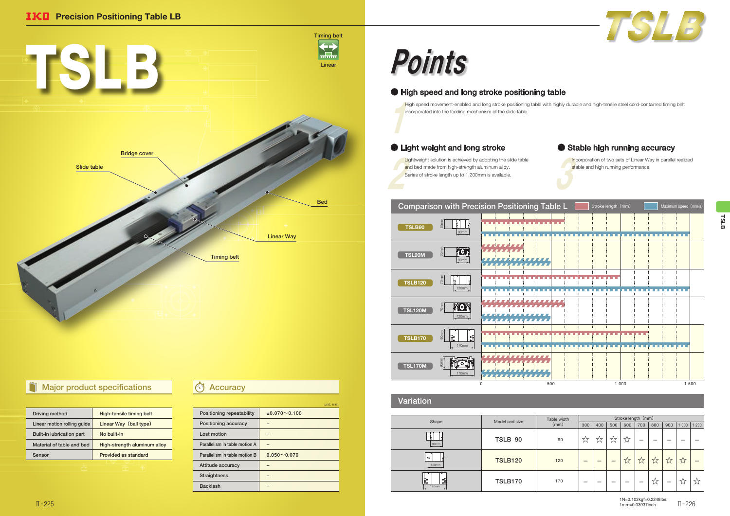# TSLB

Timing belt

Linear

Bridge cover

Slide table

Bed

Linear Way

Timing belt

## Major product specifications

| | |
|---|---|
| Driving method | High-tensile timing belt |
| Linear motion rolling guide | Linear Way (ball type) |
| Built-in lubrication part | No built-in |
| Material of table and bed | High-strength aluminum alloy |
| Sensor | Provided as standard |

## Accuracy

unit: mm

| | |
|---|---|
| Positioning repeatability | ±0.070～0.100 |
| Positioning accuracy | – |
| Lost motion | – |
| Parallelism in table motion A | – |
| Parallelism in table motion B | 0.050～0.070 |
| Attitude accuracy | – |
| Straightness | – |
| Backlash | – |

# Points

### 1 High speed and long stroke positioning table

High speed movement-enabled and long stroke positioning table with highly durable and high-tensile steel cord-contained timing belt incorporated into the feeding mechanism of the slide table.

### 2 Light weight and long stroke

Lightweight solution is achieved by adopting the slide table and bed made from high-strength aluminum alloy.
Series of stroke length up to 1,200mm is available.

### 3 Stable high running accuracy

Incorporation of two sets of Linear Way in parallel realized stable and high running performance.

## Comparison with Precision Positioning Table L

Stroke length (mm) / Maximum speed (mm/s)

TSLB90, TSL90M, TSLB120, TSL120M, TSLB170, TSL170M

0 500 1 000 1 500

## Variation

| Shape | Model and size | Table width (mm) | Stroke length (mm) | | | | | | | | |
|---|---|---|---|---|---|---|---|---|---|---|---|
| | | | 300 | 400 | 500 | 600 | 700 | 800 | 900 | 1 000 | 1 200 |
| 90mm | TSLB 90 | 90 | ☆ | ☆ | ☆ | ☆ | – | – | – | – | – |
| 120mm | TSLB120 | 120 | – | – | – | ☆ | ☆ | ☆ | ☆ | ☆ | – |
| 170mm | TSLB170 | 170 | – | – | – | – | – | ☆ | – | ☆ | ☆ |

1N=0.102kgf=0.2248lbs.
1mm=0.03937inch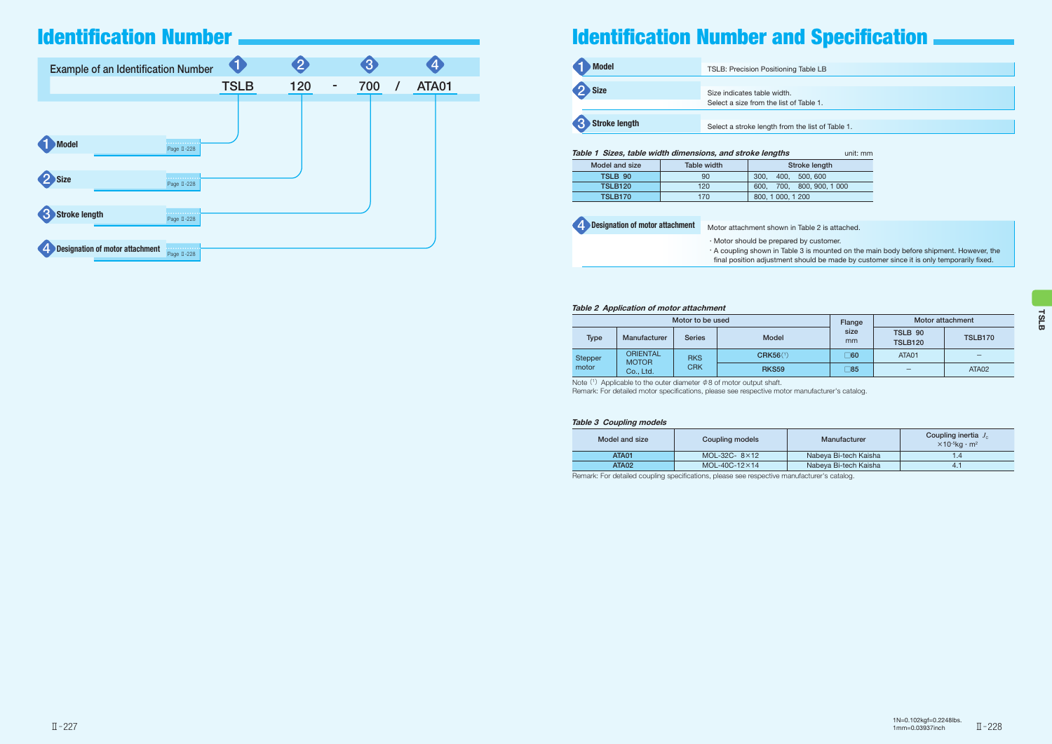# Identification Number

Example of an Identification Number

| ❶ | ❷ | | ❸ | | ❹ |
|---|---|---|---|---|---|
| TSLB | 120 | - | 700 | / | ATA01 |

- ❶ Model — Page Ⅱ-228
- ❷ Size — Page Ⅱ-228
- ❸ Stroke length — Page Ⅱ-228
- ❹ Designation of motor attachment — Page Ⅱ-228

# Identification Number and Specification

**❶ Model**

TSLB: Precision Positioning Table LB

**❷ Size**

Size indicates table width.
Select a size from the list of Table 1.

**❸ Stroke length**

Select a stroke length from the list of Table 1.

*Table 1 Sizes, table width dimensions, and stroke lengths* unit: mm

| Model and size | Table width | Stroke length |
|---|---|---|
| TSLB 90 | 90 | 300, 400, 500, 600 |
| TSLB120 | 120 | 600, 700, 800, 900, 1 000 |
| TSLB170 | 170 | 800, 1 000, 1 200 |

**❹ Designation of motor attachment**

Motor attachment shown in Table 2 is attached.

・Motor should be prepared by customer.
・A coupling shown in Table 3 is mounted on the main body before shipment. However, the final position adjustment should be made by customer since it is only temporarily fixed.

*Table 2 Application of motor attachment*

| Motor to be used | | | | Flange size mm | Motor attachment | |
|---|---|---|---|---|---|---|
| Type | Manufacturer | Series | Model | | TSLB 90 TSLB120 | TSLB170 |
| Stepper motor | ORIENTAL MOTOR Co., Ltd. | RKS CRK | CRK56[1] | □60 | ATA01 | – |
| | | | RKS59 | □85 | – | ATA02 |

Note [1] Applicable to the outer diameter φ8 of motor output shaft.
Remark: For detailed motor specifications, please see respective motor manufacturer's catalog.

*Table 3 Coupling models*

| Model and size | Coupling models | Manufacturer | Coupling inertia $J_c$ $\times 10^{-6}$kg · m² |
|---|---|---|---|
| ATA01 | MOL-32C- 8×12 | Nabeya Bi-tech Kaisha | 1.4 |
| ATA02 | MOL-40C-12×14 | Nabeya Bi-tech Kaisha | 4.1 |

Remark: For detailed coupling specifications, please see respective manufacturer's catalog.

1N=0.102kgf=0.2248lbs.
1mm=0.03937inch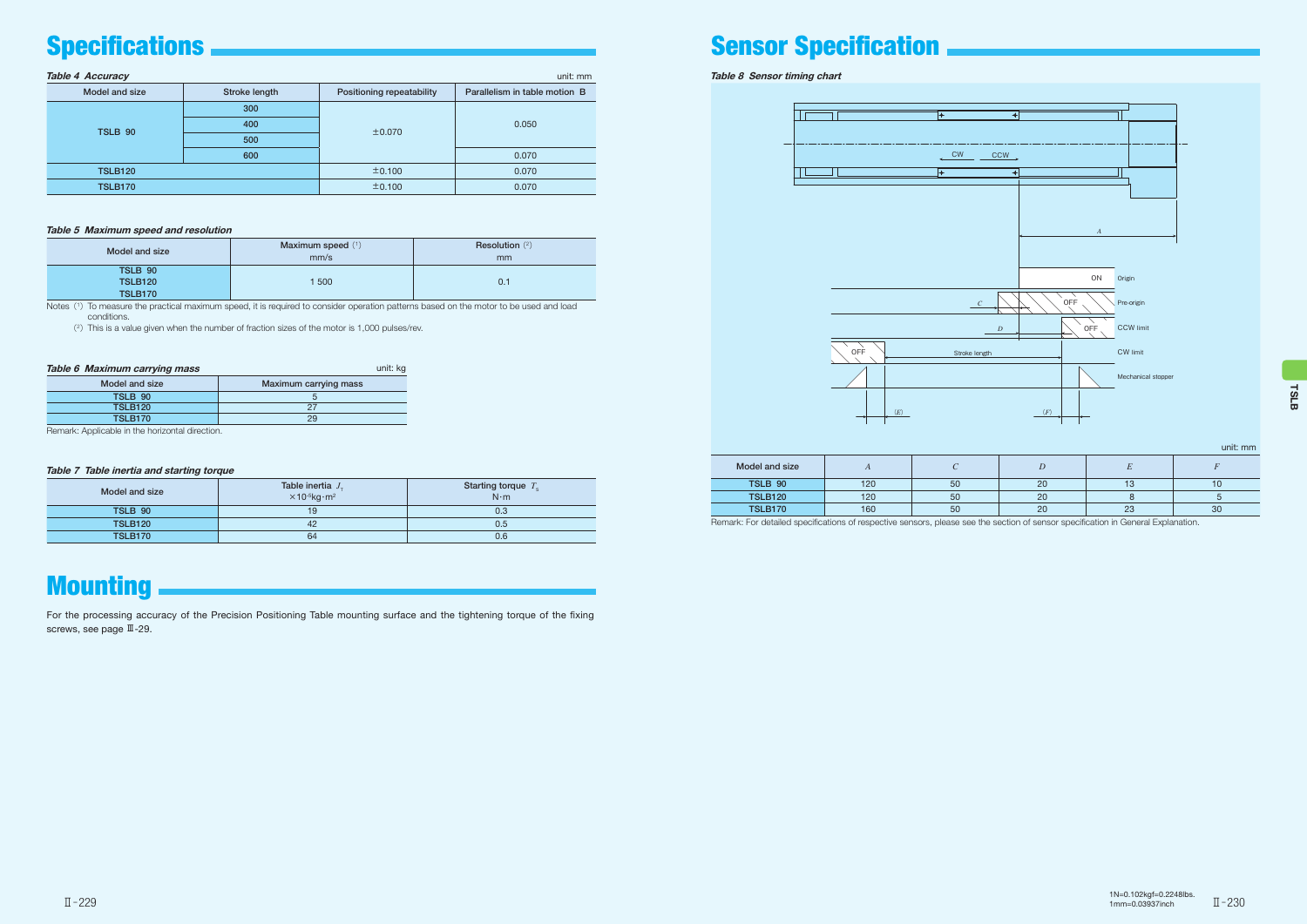# Specifications

*Table 4 Accuracy* unit: mm

| Model and size | Stroke length | Positioning repeatability | Parallelism in table motion B |
|---|---|---|---|
| TSLB 90 | 300 | ±0.070 | 0.050 |
| | 400 | | |
| | 500 | | |
| | 600 | | 0.070 |
| TSLB120 | | ±0.100 | 0.070 |
| TSLB170 | | ±0.100 | 0.070 |

*Table 5 Maximum speed and resolution*

| Model and size | Maximum speed (1) mm/s | Resolution (2) mm |
|---|---|---|
| TSLB 90<br>TSLB120<br>TSLB170 | 1 500 | 0.1 |

Notes (1) To measure the practical maximum speed, it is required to consider operation patterns based on the motor to be used and load conditions.

(2) This is a value given when the number of fraction sizes of the motor is 1,000 pulses/rev.

*Table 6 Maximum carrying mass* unit: kg

| Model and size | Maximum carrying mass |
|---|---|
| TSLB 90 | 5 |
| TSLB120 | 27 |
| TSLB170 | 29 |

Remark: Applicable in the horizontal direction.

*Table 7 Table inertia and starting torque*

| Model and size | Table inertia $J_T$ $\times 10^{-5}$kg·m² | Starting torque $T_S$ N·m |
|---|---|---|
| TSLB 90 | 19 | 0.3 |
| TSLB120 | 42 | 0.5 |
| TSLB170 | 64 | 0.6 |

# Mounting

For the processing accuracy of the Precision Positioning Table mounting surface and the tightening torque of the fixing screws, see page Ⅲ-29.

# Sensor Specification

*Table 8 Sensor timing chart*

unit: mm

| Model and size | $A$ | $C$ | $D$ | $E$ | $F$ |
|---|---|---|---|---|---|
| TSLB 90 | 120 | 50 | 20 | 13 | 10 |
| TSLB120 | 120 | 50 | 20 | 8 | 5 |
| TSLB170 | 160 | 50 | 20 | 23 | 30 |

Remark: For detailed specifications of respective sensors, please see the section of sensor specification in General Explanation.

1N=0.102kgf=0.2248lbs.
1mm=0.03937inch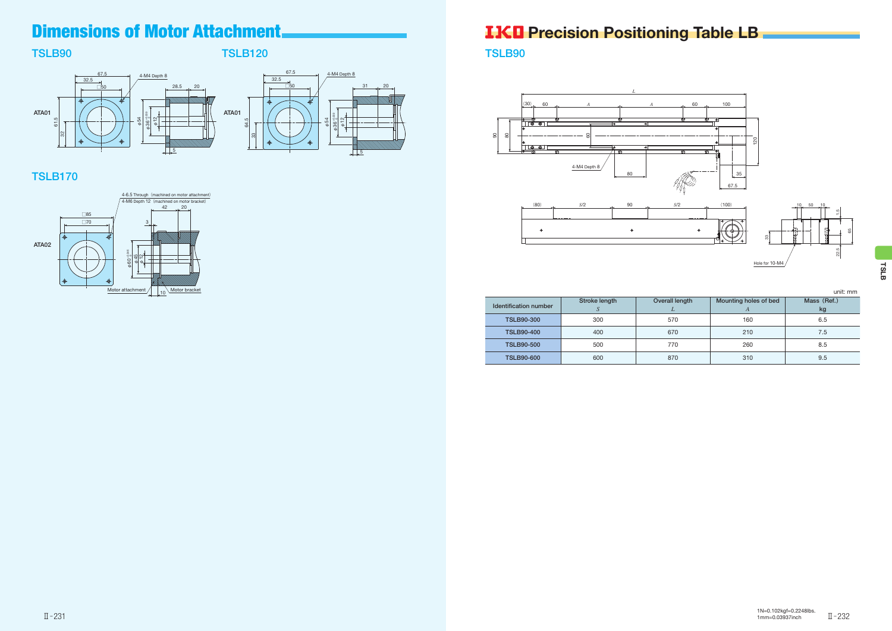# Dimensions of Motor Attachment

## TSLB90

ATA01

67.5
32.5
□50
4-M4 Depth 8
61.5
32
φ54
φ36 $^{+0.039}_{0}$
φ12
28.5
20
5

## TSLB120

ATA01

67.5
32.5
□50
4-M4 Depth 8
64.5
33
φ54
φ36 $^{+0.039}_{0}$
φ12
31
20
5

## TSLB170

ATA02

4-6.5 Through (machined on motor attachment)
4-M6 Depth 12 (machined on motor bracket)
□85
□70
42
20
3
φ60 $^{+0.046}_{0}$
φ45
φ12
Motor attachment
10
Motor bracket

# IKO Precision Positioning Table LB

## TSLB90

L
(30) 60 A A 60 100
90
80
60
120
4-M4 Depth 8
80
35
67.5
(80) S/2 90 S/2 (100)
10 50 10
15
65
33
22.5
Hole for 10-M4

unit: mm

| Identification number | Stroke length<br>*S* | Overall length<br>*L* | Mounting holes of bed<br>*A* | Mass (Ref.)<br>kg |
|---|---|---|---|---|
| TSLB90-300 | 300 | 570 | 160 | 6.5 |
| TSLB90-400 | 400 | 670 | 210 | 7.5 |
| TSLB90-500 | 500 | 770 | 260 | 8.5 |
| TSLB90-600 | 600 | 870 | 310 | 9.5 |

1N=0.102kgf=0.2248lbs.
1mm=0.03937inch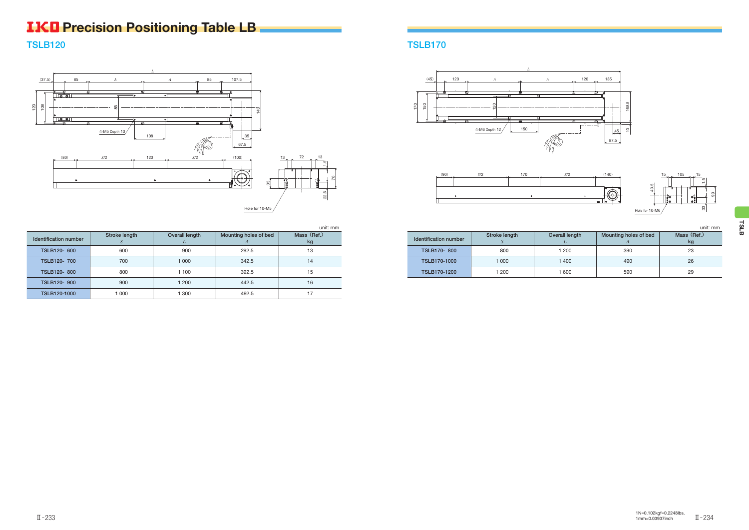# IKO Precision Positioning Table LB

## TSLB120

L

(37.5) 85 A A 85 107.5

120 108 85 140

4-M5 Depth 10

108

35

67.5

(80) S/2 120 S/2 (100)

13 72 13

1.5

70

35

22.5

Hole for 10-M5

unit: mm

| Identification number | Stroke length $S$ | Overall length $L$ | Mounting holes of bed $A$ | Mass (Ref.) kg |
|---|---|---|---|---|
| TSLB120- 600 | 600 | 900 | 292.5 | 13 |
| TSLB120- 700 | 700 | 1 000 | 342.5 | 14 |
| TSLB120- 800 | 800 | 1 100 | 392.5 | 15 |
| TSLB120- 900 | 900 | 1 200 | 442.5 | 16 |
| TSLB120-1000 | 1 000 | 1 300 | 492.5 | 17 |

## TSLB170

L

(45) 120 A A 120 135

170 150 120 168.5

4-M6 Depth 12

150

45

10

87.5

(90) S/2 170 S/2 (140)

15 105 15

1.5

43.5

90

30

Hole for 10-M6

unit: mm

| Identification number | Stroke length $S$ | Overall length $L$ | Mounting holes of bed $A$ | Mass (Ref.) kg |
|---|---|---|---|---|
| TSLB170- 800 | 800 | 1 200 | 390 | 23 |
| TSLB170-1000 | 1 000 | 1 400 | 490 | 26 |
| TSLB170-1200 | 1 200 | 1 600 | 590 | 29 |

1N=0.102kgf=0.2248lbs.
1mm=0.03937inch